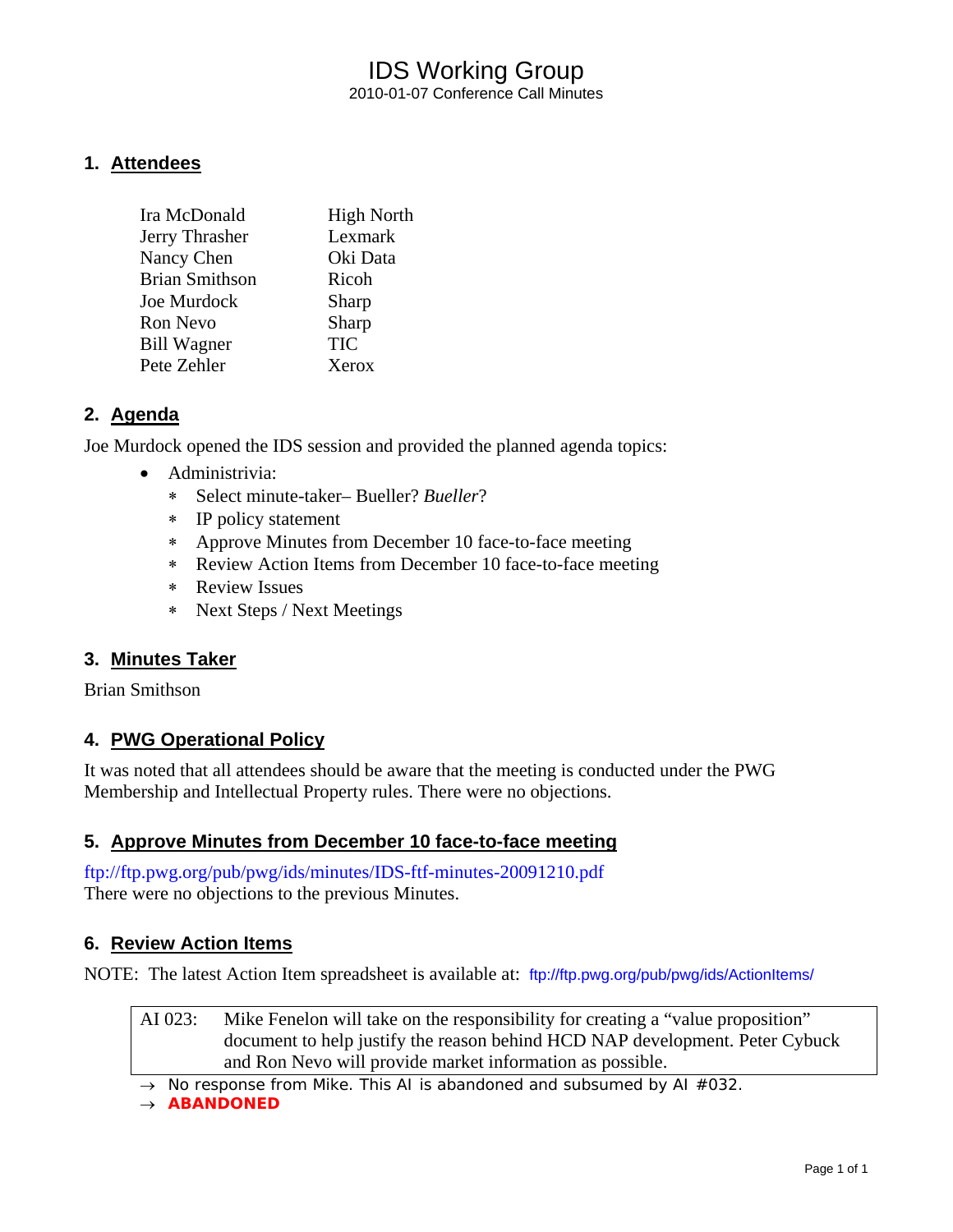# IDS Working Group

2010-01-07 Conference Call Minutes

## 1. Attendees

| | |
|---|---|
| Ira McDonald | High North |
| Jerry Thrasher | Lexmark |
| Nancy Chen | Oki Data |
| Brian Smithson | Ricoh |
| Joe Murdock | Sharp |
| Ron Nevo | Sharp |
| Bill Wagner | TIC |
| Pete Zehler | Xerox |

## 2. Agenda

Joe Murdock opened the IDS session and provided the planned agenda topics:

- Administrivia:
  - Select minute-taker– Bueller? *Bueller*?
  - IP policy statement
  - Approve Minutes from December 10 face-to-face meeting
  - Review Action Items from December 10 face-to-face meeting
  - Review Issues
  - Next Steps / Next Meetings

## 3. Minutes Taker

Brian Smithson

## 4. PWG Operational Policy

It was noted that all attendees should be aware that the meeting is conducted under the PWG Membership and Intellectual Property rules. There were no objections.

## 5. Approve Minutes from December 10 face-to-face meeting

ftp://ftp.pwg.org/pub/pwg/ids/minutes/IDS-ftf-minutes-20091210.pdf

There were no objections to the previous Minutes.

## 6. Review Action Items

NOTE: The latest Action Item spreadsheet is available at: ftp://ftp.pwg.org/pub/pwg/ids/ActionItems/

| | |
|---|---|
| AI 023: | Mike Fenelon will take on the responsibility for creating a "value proposition" document to help justify the reason behind HCD NAP development. Peter Cybuck and Ron Nevo will provide market information as possible. |

→ No response from Mike. This AI is abandoned and subsumed by AI #032.

→ **ABANDONED**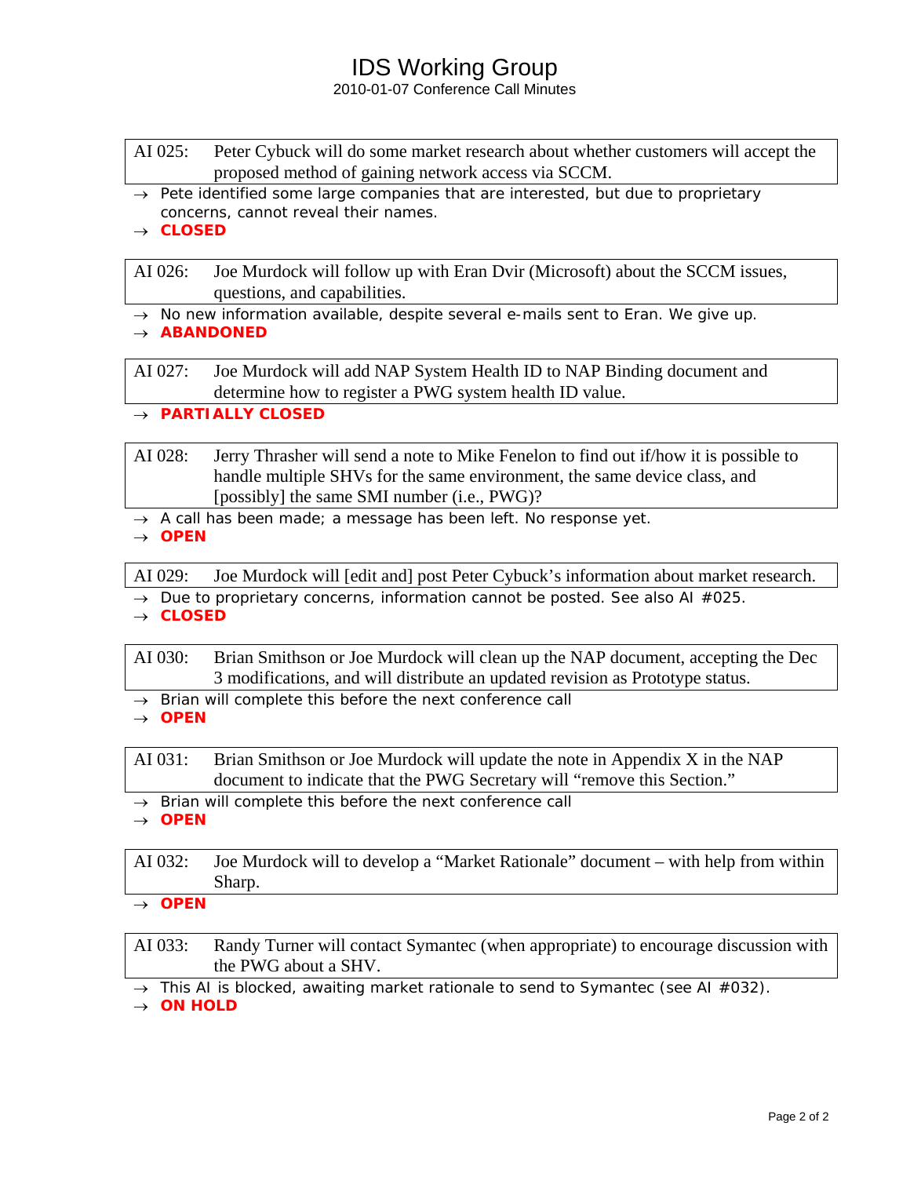| AI 025: | Peter Cybuck will do some market research about whether customers will accept the proposed method of gaining network access via SCCM. |
|---|---|

- → Pete identified some large companies that are interested, but due to proprietary concerns, cannot reveal their names.
- → **CLOSED**

| AI 026: | Joe Murdock will follow up with Eran Dvir (Microsoft) about the SCCM issues, questions, and capabilities. |
|---|---|

- → No new information available, despite several e-mails sent to Eran. We give up.
- → **ABANDONED**

| AI 027: | Joe Murdock will add NAP System Health ID to NAP Binding document and determine how to register a PWG system health ID value. |
|---|---|

- → **PARTIALLY CLOSED**

| AI 028: | Jerry Thrasher will send a note to Mike Fenelon to find out if/how it is possible to handle multiple SHVs for the same environment, the same device class, and [possibly] the same SMI number (i.e., PWG)? |
|---|---|

- → A call has been made; a message has been left. No response yet.
- → **OPEN**

| AI 029: | Joe Murdock will [edit and] post Peter Cybuck's information about market research. |
|---|---|

- → Due to proprietary concerns, information cannot be posted. See also AI #025.
- → **CLOSED**

| AI 030: | Brian Smithson or Joe Murdock will clean up the NAP document, accepting the Dec 3 modifications, and will distribute an updated revision as Prototype status. |
|---|---|

- → Brian will complete this before the next conference call
- → **OPEN**

| AI 031: | Brian Smithson or Joe Murdock will update the note in Appendix X in the NAP document to indicate that the PWG Secretary will "remove this Section." |
|---|---|

- → Brian will complete this before the next conference call
- → **OPEN**

| AI 032: | Joe Murdock will to develop a "Market Rationale" document – with help from within Sharp. |
|---|---|

- → **OPEN**

| AI 033: | Randy Turner will contact Symantec (when appropriate) to encourage discussion with the PWG about a SHV. |
|---|---|

- → This AI is blocked, awaiting market rationale to send to Symantec (see AI #032).
- → **ON HOLD**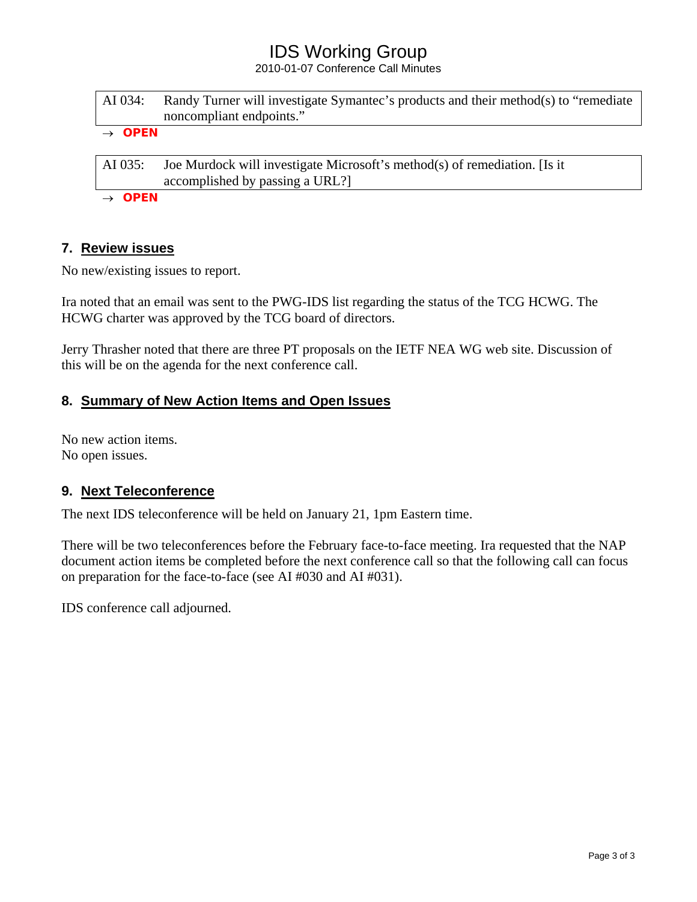| | |
|---|---|
| AI 034: | Randy Turner will investigate Symantec's products and their method(s) to "remediate noncompliant endpoints." |

→ **OPEN**

| | |
|---|---|
| AI 035: | Joe Murdock will investigate Microsoft's method(s) of remediation. [Is it accomplished by passing a URL?] |

→ **OPEN**

## 7. Review issues

No new/existing issues to report.

Ira noted that an email was sent to the PWG-IDS list regarding the status of the TCG HCWG. The HCWG charter was approved by the TCG board of directors.

Jerry Thrasher noted that there are three PT proposals on the IETF NEA WG web site. Discussion of this will be on the agenda for the next conference call.

## 8. Summary of New Action Items and Open Issues

No new action items.
No open issues.

## 9. Next Teleconference

The next IDS teleconference will be held on January 21, 1pm Eastern time.

There will be two teleconferences before the February face-to-face meeting. Ira requested that the NAP document action items be completed before the next conference call so that the following call can focus on preparation for the face-to-face (see AI #030 and AI #031).

IDS conference call adjourned.